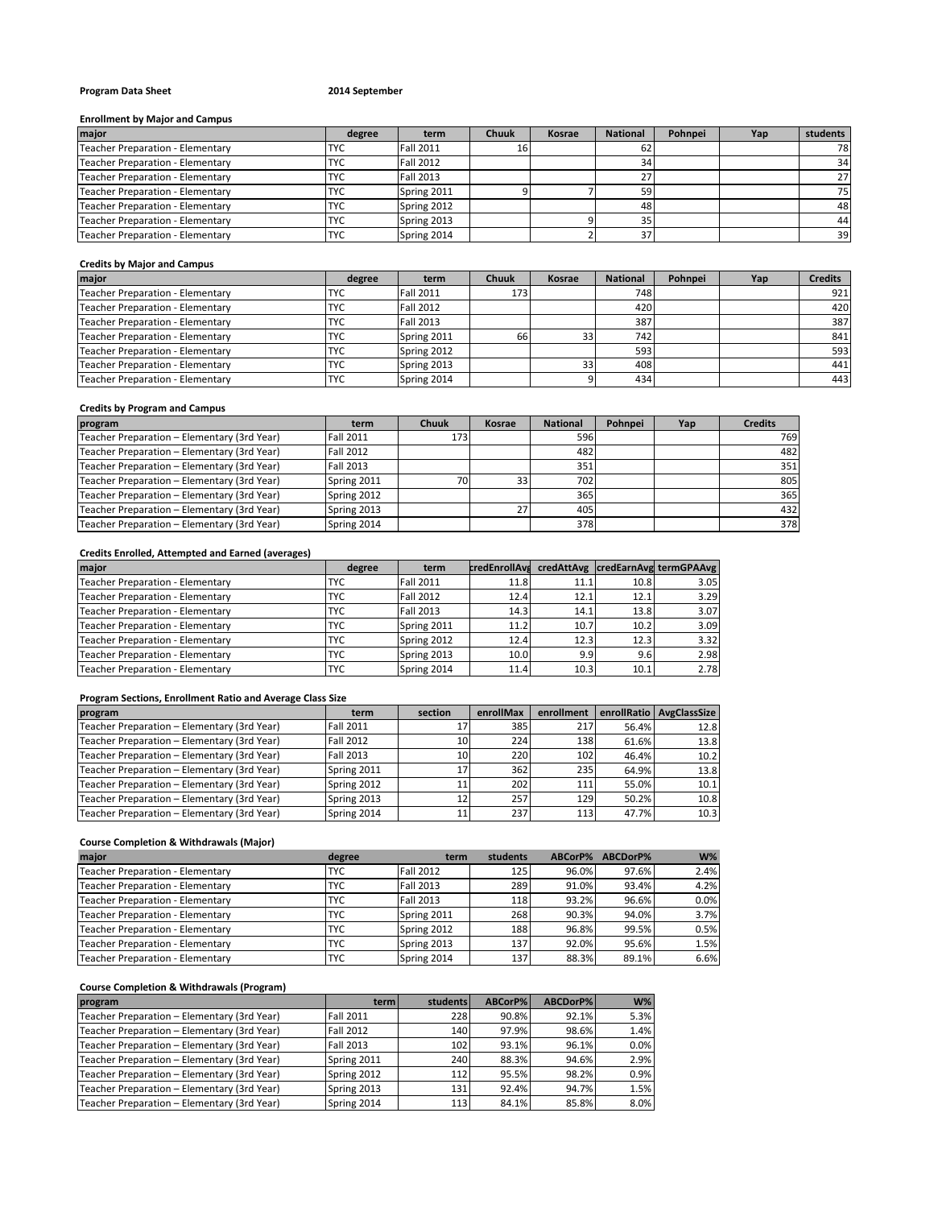**Program Data Sheet** **2014 September**

**Enrollment by Major and Campus**

| major | degree | term | Chuuk | Kosrae | National | Pohnpei | Yap | students |
|---|---|---|---|---|---|---|---|---|
| Teacher Preparation - Elementary | TYC | Fall 2011 | 16 | | 62 | | | 78 |
| Teacher Preparation - Elementary | TYC | Fall 2012 | | | 34 | | | 34 |
| Teacher Preparation - Elementary | TYC | Fall 2013 | | | 27 | | | 27 |
| Teacher Preparation - Elementary | TYC | Spring 2011 | 9 | 7 | 59 | | | 75 |
| Teacher Preparation - Elementary | TYC | Spring 2012 | | | 48 | | | 48 |
| Teacher Preparation - Elementary | TYC | Spring 2013 | | 9 | 35 | | | 44 |
| Teacher Preparation - Elementary | TYC | Spring 2014 | | 2 | 37 | | | 39 |

**Credits by Major and Campus**

| major | degree | term | Chuuk | Kosrae | National | Pohnpei | Yap | Credits |
|---|---|---|---|---|---|---|---|---|
| Teacher Preparation - Elementary | TYC | Fall 2011 | 173 | | 748 | | | 921 |
| Teacher Preparation - Elementary | TYC | Fall 2012 | | | 420 | | | 420 |
| Teacher Preparation - Elementary | TYC | Fall 2013 | | | 387 | | | 387 |
| Teacher Preparation - Elementary | TYC | Spring 2011 | 66 | 33 | 742 | | | 841 |
| Teacher Preparation - Elementary | TYC | Spring 2012 | | | 593 | | | 593 |
| Teacher Preparation - Elementary | TYC | Spring 2013 | | 33 | 408 | | | 441 |
| Teacher Preparation - Elementary | TYC | Spring 2014 | | 9 | 434 | | | 443 |

**Credits by Program and Campus**

| program | term | Chuuk | Kosrae | National | Pohnpei | Yap | Credits |
|---|---|---|---|---|---|---|---|
| Teacher Preparation – Elementary (3rd Year) | Fall 2011 | 173 | | 596 | | | 769 |
| Teacher Preparation – Elementary (3rd Year) | Fall 2012 | | | 482 | | | 482 |
| Teacher Preparation – Elementary (3rd Year) | Fall 2013 | | | 351 | | | 351 |
| Teacher Preparation – Elementary (3rd Year) | Spring 2011 | 70 | 33 | 702 | | | 805 |
| Teacher Preparation – Elementary (3rd Year) | Spring 2012 | | | 365 | | | 365 |
| Teacher Preparation – Elementary (3rd Year) | Spring 2013 | | 27 | 405 | | | 432 |
| Teacher Preparation – Elementary (3rd Year) | Spring 2014 | | | 378 | | | 378 |

**Credits Enrolled, Attempted and Earned (averages)**

| major | degree | term | credEnrollAvg | credAttAvg | credEarnAvg | termGPAAvg |
|---|---|---|---|---|---|---|
| Teacher Preparation - Elementary | TYC | Fall 2011 | 11.8 | 11.1 | 10.8 | 3.05 |
| Teacher Preparation - Elementary | TYC | Fall 2012 | 12.4 | 12.1 | 12.1 | 3.29 |
| Teacher Preparation - Elementary | TYC | Fall 2013 | 14.3 | 14.1 | 13.8 | 3.07 |
| Teacher Preparation - Elementary | TYC | Spring 2011 | 11.2 | 10.7 | 10.2 | 3.09 |
| Teacher Preparation - Elementary | TYC | Spring 2012 | 12.4 | 12.3 | 12.3 | 3.32 |
| Teacher Preparation - Elementary | TYC | Spring 2013 | 10.0 | 9.9 | 9.6 | 2.98 |
| Teacher Preparation - Elementary | TYC | Spring 2014 | 11.4 | 10.3 | 10.1 | 2.78 |

**Program Sections, Enrollment Ratio and Average Class Size**

| program | term | section | enrollMax | enrollment | enrollRatio | AvgClassSize |
|---|---|---|---|---|---|---|
| Teacher Preparation – Elementary (3rd Year) | Fall 2011 | 17 | 385 | 217 | 56.4% | 12.8 |
| Teacher Preparation – Elementary (3rd Year) | Fall 2012 | 10 | 224 | 138 | 61.6% | 13.8 |
| Teacher Preparation – Elementary (3rd Year) | Fall 2013 | 10 | 220 | 102 | 46.4% | 10.2 |
| Teacher Preparation – Elementary (3rd Year) | Spring 2011 | 17 | 362 | 235 | 64.9% | 13.8 |
| Teacher Preparation – Elementary (3rd Year) | Spring 2012 | 11 | 202 | 111 | 55.0% | 10.1 |
| Teacher Preparation – Elementary (3rd Year) | Spring 2013 | 12 | 257 | 129 | 50.2% | 10.8 |
| Teacher Preparation – Elementary (3rd Year) | Spring 2014 | 11 | 237 | 113 | 47.7% | 10.3 |

**Course Completion & Withdrawals (Major)**

| major | degree | term | students | ABCorP% | ABCDorP% | W% |
|---|---|---|---|---|---|---|
| Teacher Preparation - Elementary | TYC | Fall 2012 | 125 | 96.0% | 97.6% | 2.4% |
| Teacher Preparation - Elementary | TYC | Fall 2013 | 289 | 91.0% | 93.4% | 4.2% |
| Teacher Preparation - Elementary | TYC | Fall 2013 | 118 | 93.2% | 96.6% | 0.0% |
| Teacher Preparation - Elementary | TYC | Spring 2011 | 268 | 90.3% | 94.0% | 3.7% |
| Teacher Preparation - Elementary | TYC | Spring 2012 | 188 | 96.8% | 99.5% | 0.5% |
| Teacher Preparation - Elementary | TYC | Spring 2013 | 137 | 92.0% | 95.6% | 1.5% |
| Teacher Preparation - Elementary | TYC | Spring 2014 | 137 | 88.3% | 89.1% | 6.6% |

**Course Completion & Withdrawals (Program)**

| program | term | students | ABCorP% | ABCDorP% | W% |
|---|---|---|---|---|---|
| Teacher Preparation – Elementary (3rd Year) | Fall 2011 | 228 | 90.8% | 92.1% | 5.3% |
| Teacher Preparation – Elementary (3rd Year) | Fall 2012 | 140 | 97.9% | 98.6% | 1.4% |
| Teacher Preparation – Elementary (3rd Year) | Fall 2013 | 102 | 93.1% | 96.1% | 0.0% |
| Teacher Preparation – Elementary (3rd Year) | Spring 2011 | 240 | 88.3% | 94.6% | 2.9% |
| Teacher Preparation – Elementary (3rd Year) | Spring 2012 | 112 | 95.5% | 98.2% | 0.9% |
| Teacher Preparation – Elementary (3rd Year) | Spring 2013 | 131 | 92.4% | 94.7% | 1.5% |
| Teacher Preparation – Elementary (3rd Year) | Spring 2014 | 113 | 84.1% | 85.8% | 8.0% |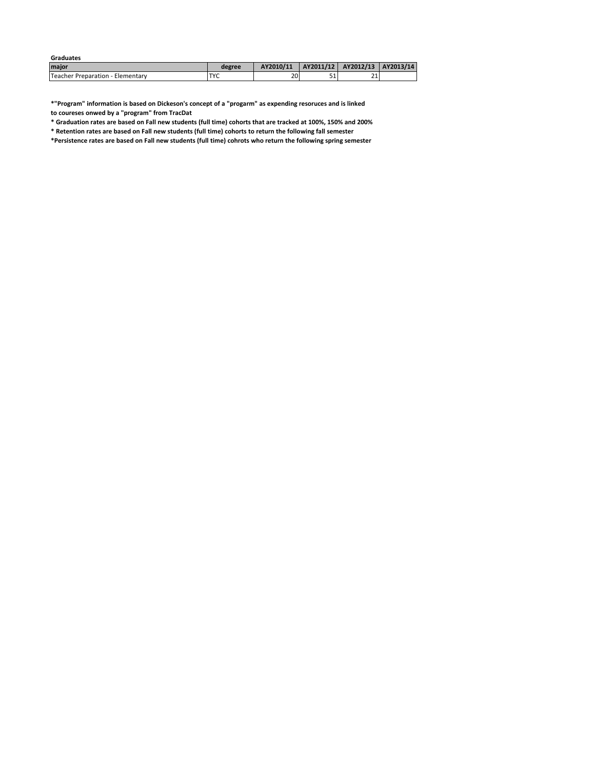**Graduates**

| major | degree | AY2010/11 | AY2011/12 | AY2012/13 | AY2013/14 |
|---|---|---|---|---|---|
| Teacher Preparation - Elementary | TYC | 20 | 51 | 21 | |

***"Program" information is based on Dickeson's concept of a "progarm" as expending resoruces and is linked to coureses onwed by a "program" from TracDat**

**\* Graduation rates are based on Fall new students (full time) cohorts that are tracked at 100%, 150% and 200%**

**\* Retention rates are based on Fall new students (full time) cohorts to return the following fall semester**

**\*Persistence rates are based on Fall new students (full time) cohrots who return the following spring semester**